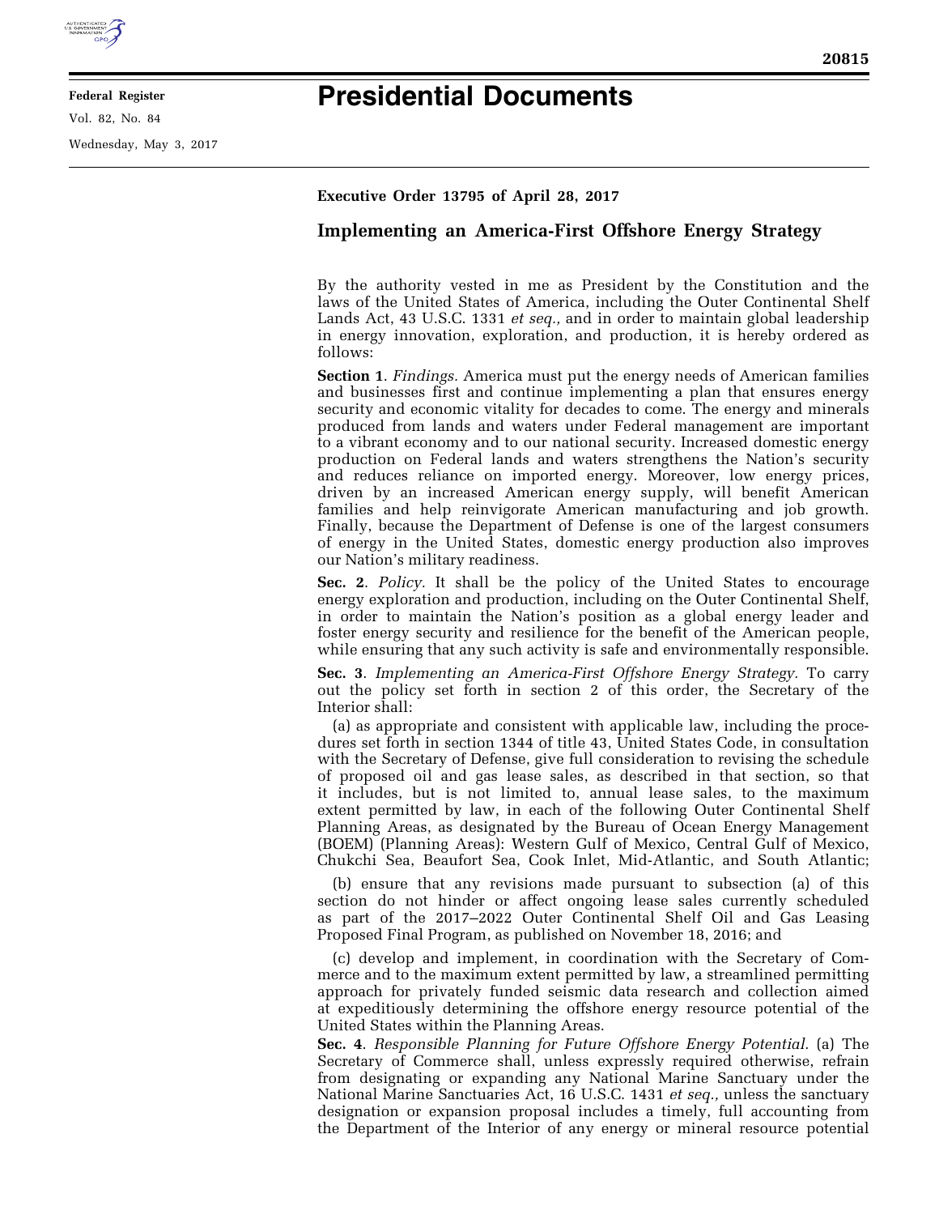# Presidential Documents

**Executive Order 13795 of April 28, 2017**

## Implementing an America-First Offshore Energy Strategy

By the authority vested in me as President by the Constitution and the laws of the United States of America, including the Outer Continental Shelf Lands Act, 43 U.S.C. 1331 *et seq.,* and in order to maintain global leadership in energy innovation, exploration, and production, it is hereby ordered as follows:

**Section 1**. *Findings.* America must put the energy needs of American families and businesses first and continue implementing a plan that ensures energy security and economic vitality for decades to come. The energy and minerals produced from lands and waters under Federal management are important to a vibrant economy and to our national security. Increased domestic energy production on Federal lands and waters strengthens the Nation's security and reduces reliance on imported energy. Moreover, low energy prices, driven by an increased American energy supply, will benefit American families and help reinvigorate American manufacturing and job growth. Finally, because the Department of Defense is one of the largest consumers of energy in the United States, domestic energy production also improves our Nation's military readiness.

**Sec. 2**. *Policy.* It shall be the policy of the United States to encourage energy exploration and production, including on the Outer Continental Shelf, in order to maintain the Nation's position as a global energy leader and foster energy security and resilience for the benefit of the American people, while ensuring that any such activity is safe and environmentally responsible.

**Sec. 3**. *Implementing an America-First Offshore Energy Strategy.* To carry out the policy set forth in section 2 of this order, the Secretary of the Interior shall:

(a) as appropriate and consistent with applicable law, including the procedures set forth in section 1344 of title 43, United States Code, in consultation with the Secretary of Defense, give full consideration to revising the schedule of proposed oil and gas lease sales, as described in that section, so that it includes, but is not limited to, annual lease sales, to the maximum extent permitted by law, in each of the following Outer Continental Shelf Planning Areas, as designated by the Bureau of Ocean Energy Management (BOEM) (Planning Areas): Western Gulf of Mexico, Central Gulf of Mexico, Chukchi Sea, Beaufort Sea, Cook Inlet, Mid-Atlantic, and South Atlantic;

(b) ensure that any revisions made pursuant to subsection (a) of this section do not hinder or affect ongoing lease sales currently scheduled as part of the 2017–2022 Outer Continental Shelf Oil and Gas Leasing Proposed Final Program, as published on November 18, 2016; and

(c) develop and implement, in coordination with the Secretary of Commerce and to the maximum extent permitted by law, a streamlined permitting approach for privately funded seismic data research and collection aimed at expeditiously determining the offshore energy resource potential of the United States within the Planning Areas.

**Sec. 4**. *Responsible Planning for Future Offshore Energy Potential.* (a) The Secretary of Commerce shall, unless expressly required otherwise, refrain from designating or expanding any National Marine Sanctuary under the National Marine Sanctuaries Act, 16 U.S.C. 1431 *et seq.,* unless the sanctuary designation or expansion proposal includes a timely, full accounting from the Department of the Interior of any energy or mineral resource potential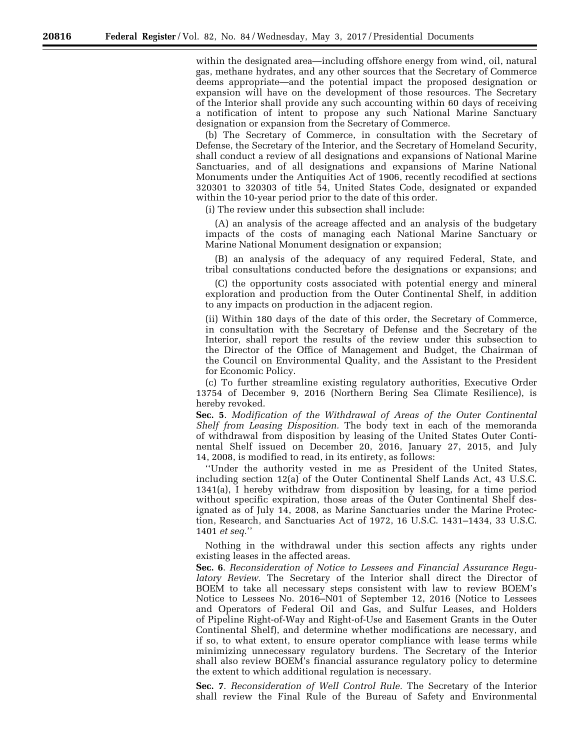within the designated area—including offshore energy from wind, oil, natural gas, methane hydrates, and any other sources that the Secretary of Commerce deems appropriate—and the potential impact the proposed designation or expansion will have on the development of those resources. The Secretary of the Interior shall provide any such accounting within 60 days of receiving a notification of intent to propose any such National Marine Sanctuary designation or expansion from the Secretary of Commerce.

(b) The Secretary of Commerce, in consultation with the Secretary of Defense, the Secretary of the Interior, and the Secretary of Homeland Security, shall conduct a review of all designations and expansions of National Marine Sanctuaries, and of all designations and expansions of Marine National Monuments under the Antiquities Act of 1906, recently recodified at sections 320301 to 320303 of title 54, United States Code, designated or expanded within the 10-year period prior to the date of this order.

(i) The review under this subsection shall include:

(A) an analysis of the acreage affected and an analysis of the budgetary impacts of the costs of managing each National Marine Sanctuary or Marine National Monument designation or expansion;

(B) an analysis of the adequacy of any required Federal, State, and tribal consultations conducted before the designations or expansions; and

(C) the opportunity costs associated with potential energy and mineral exploration and production from the Outer Continental Shelf, in addition to any impacts on production in the adjacent region.

(ii) Within 180 days of the date of this order, the Secretary of Commerce, in consultation with the Secretary of Defense and the Secretary of the Interior, shall report the results of the review under this subsection to the Director of the Office of Management and Budget, the Chairman of the Council on Environmental Quality, and the Assistant to the President for Economic Policy.

(c) To further streamline existing regulatory authorities, Executive Order 13754 of December 9, 2016 (Northern Bering Sea Climate Resilience), is hereby revoked.

**Sec. 5**. *Modification of the Withdrawal of Areas of the Outer Continental Shelf from Leasing Disposition.* The body text in each of the memoranda of withdrawal from disposition by leasing of the United States Outer Continental Shelf issued on December 20, 2016, January 27, 2015, and July 14, 2008, is modified to read, in its entirety, as follows:

''Under the authority vested in me as President of the United States, including section 12(a) of the Outer Continental Shelf Lands Act, 43 U.S.C. 1341(a), I hereby withdraw from disposition by leasing, for a time period without specific expiration, those areas of the Outer Continental Shelf designated as of July 14, 2008, as Marine Sanctuaries under the Marine Protection, Research, and Sanctuaries Act of 1972, 16 U.S.C. 1431–1434, 33 U.S.C. 1401 *et seq.*''

Nothing in the withdrawal under this section affects any rights under existing leases in the affected areas.

**Sec. 6**. *Reconsideration of Notice to Lessees and Financial Assurance Regulatory Review.* The Secretary of the Interior shall direct the Director of BOEM to take all necessary steps consistent with law to review BOEM's Notice to Lessees No. 2016–N01 of September 12, 2016 (Notice to Lessees and Operators of Federal Oil and Gas, and Sulfur Leases, and Holders of Pipeline Right-of-Way and Right-of-Use and Easement Grants in the Outer Continental Shelf), and determine whether modifications are necessary, and if so, to what extent, to ensure operator compliance with lease terms while minimizing unnecessary regulatory burdens. The Secretary of the Interior shall also review BOEM's financial assurance regulatory policy to determine the extent to which additional regulation is necessary.

**Sec. 7**. *Reconsideration of Well Control Rule.* The Secretary of the Interior shall review the Final Rule of the Bureau of Safety and Environmental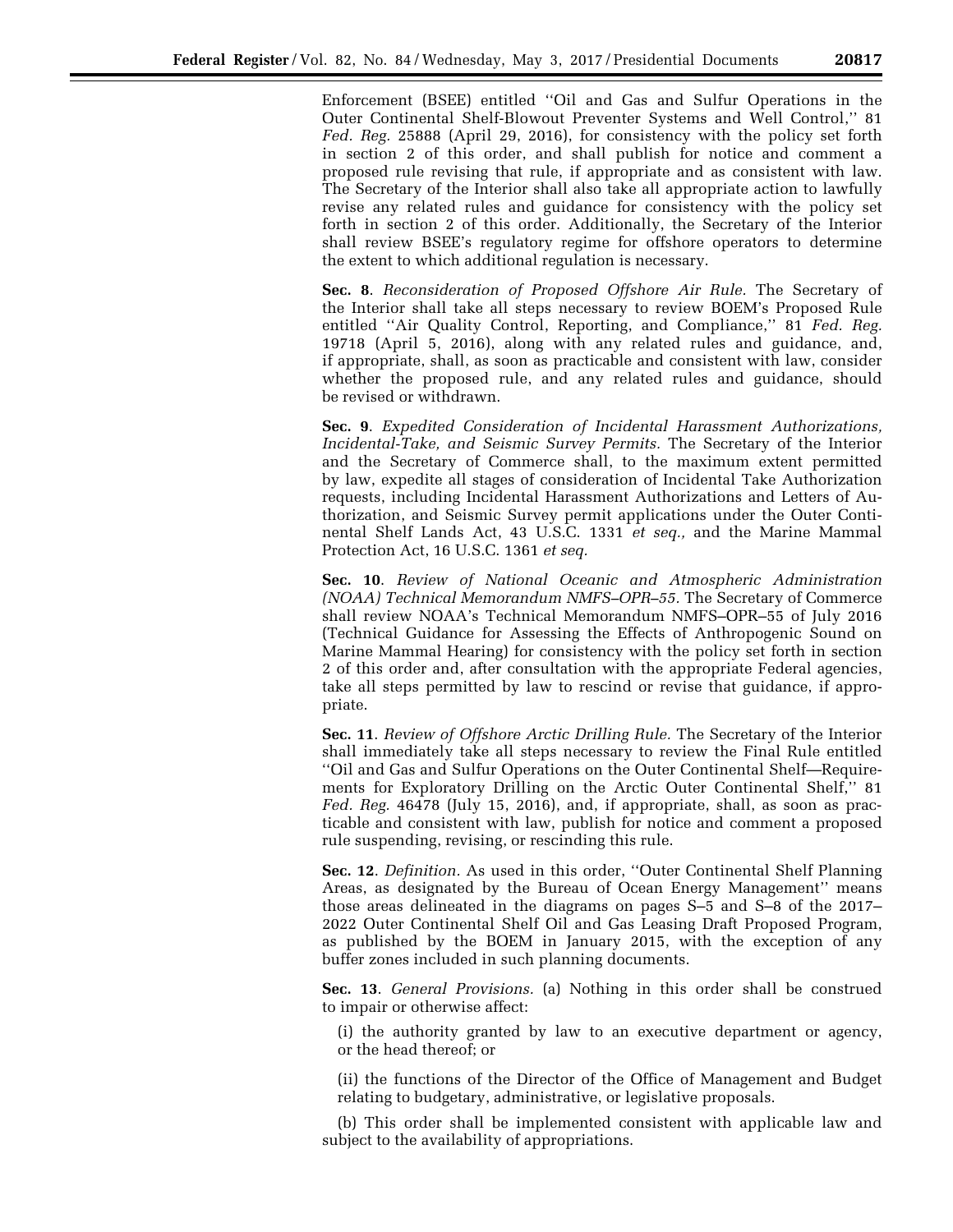Enforcement (BSEE) entitled ''Oil and Gas and Sulfur Operations in the Outer Continental Shelf-Blowout Preventer Systems and Well Control,'' 81 *Fed. Reg.* 25888 (April 29, 2016), for consistency with the policy set forth in section 2 of this order, and shall publish for notice and comment a proposed rule revising that rule, if appropriate and as consistent with law. The Secretary of the Interior shall also take all appropriate action to lawfully revise any related rules and guidance for consistency with the policy set forth in section 2 of this order. Additionally, the Secretary of the Interior shall review BSEE's regulatory regime for offshore operators to determine the extent to which additional regulation is necessary.

**Sec. 8**. *Reconsideration of Proposed Offshore Air Rule.* The Secretary of the Interior shall take all steps necessary to review BOEM's Proposed Rule entitled ''Air Quality Control, Reporting, and Compliance,'' 81 *Fed. Reg.* 19718 (April 5, 2016), along with any related rules and guidance, and, if appropriate, shall, as soon as practicable and consistent with law, consider whether the proposed rule, and any related rules and guidance, should be revised or withdrawn.

**Sec. 9**. *Expedited Consideration of Incidental Harassment Authorizations, Incidental-Take, and Seismic Survey Permits.* The Secretary of the Interior and the Secretary of Commerce shall, to the maximum extent permitted by law, expedite all stages of consideration of Incidental Take Authorization requests, including Incidental Harassment Authorizations and Letters of Authorization, and Seismic Survey permit applications under the Outer Continental Shelf Lands Act, 43 U.S.C. 1331 *et seq.,* and the Marine Mammal Protection Act, 16 U.S.C. 1361 *et seq.*

**Sec. 10**. *Review of National Oceanic and Atmospheric Administration (NOAA) Technical Memorandum NMFS–OPR–55.* The Secretary of Commerce shall review NOAA's Technical Memorandum NMFS–OPR–55 of July 2016 (Technical Guidance for Assessing the Effects of Anthropogenic Sound on Marine Mammal Hearing) for consistency with the policy set forth in section 2 of this order and, after consultation with the appropriate Federal agencies, take all steps permitted by law to rescind or revise that guidance, if appropriate.

**Sec. 11**. *Review of Offshore Arctic Drilling Rule.* The Secretary of the Interior shall immediately take all steps necessary to review the Final Rule entitled ''Oil and Gas and Sulfur Operations on the Outer Continental Shelf—Requirements for Exploratory Drilling on the Arctic Outer Continental Shelf,'' 81 *Fed. Reg.* 46478 (July 15, 2016), and, if appropriate, shall, as soon as practicable and consistent with law, publish for notice and comment a proposed rule suspending, revising, or rescinding this rule.

**Sec. 12**. *Definition.* As used in this order, ''Outer Continental Shelf Planning Areas, as designated by the Bureau of Ocean Energy Management'' means those areas delineated in the diagrams on pages S–5 and S–8 of the 2017–2022 Outer Continental Shelf Oil and Gas Leasing Draft Proposed Program, as published by the BOEM in January 2015, with the exception of any buffer zones included in such planning documents.

**Sec. 13**. *General Provisions.* (a) Nothing in this order shall be construed to impair or otherwise affect:

(i) the authority granted by law to an executive department or agency, or the head thereof; or

(ii) the functions of the Director of the Office of Management and Budget relating to budgetary, administrative, or legislative proposals.

(b) This order shall be implemented consistent with applicable law and subject to the availability of appropriations.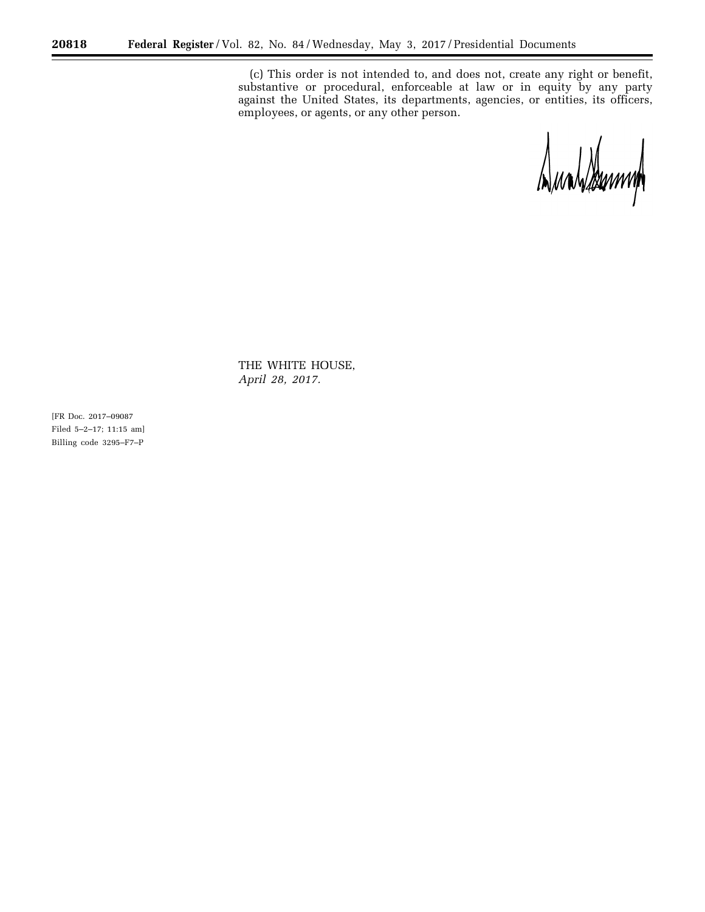(c) This order is not intended to, and does not, create any right or benefit, substantive or procedural, enforceable at law or in equity by any party against the United States, its departments, agencies, or entities, its officers, employees, or agents, or any other person.

THE WHITE HOUSE,
*April 28, 2017.*

[FR Doc. 2017–09087
Filed 5–2–17; 11:15 am]
Billing code 3295–F7–P